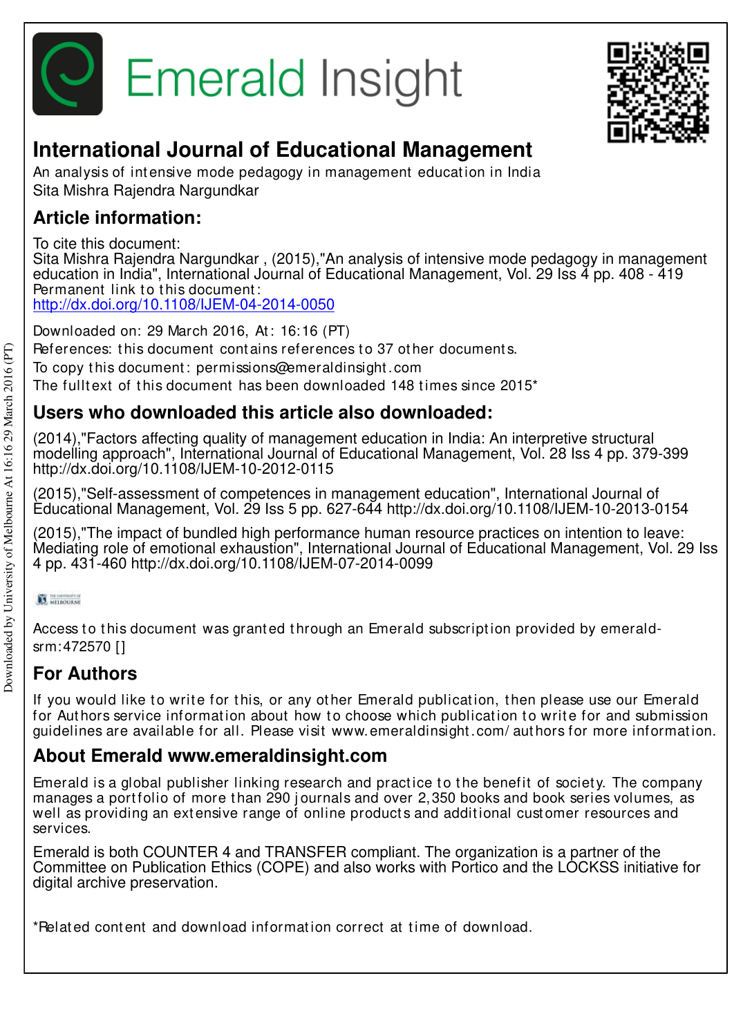# Emerald Insight

## International Journal of Educational Management

An analysis of intensive mode pedagogy in management education in India
Sita Mishra Rajendra Nargundkar

## Article information:

To cite this document:
Sita Mishra Rajendra Nargundkar , (2015),"An analysis of intensive mode pedagogy in management education in India", International Journal of Educational Management, Vol. 29 Iss 4 pp. 408 - 419
Permanent link to this document:
http://dx.doi.org/10.1108/IJEM-04-2014-0050

Downloaded on: 29 March 2016, At: 16:16 (PT)
References: this document contains references to 37 other documents.
To copy this document: permissions@emeraldinsight.com
The fulltext of this document has been downloaded 148 times since 2015*

## Users who downloaded this article also downloaded:

(2014),"Factors affecting quality of management education in India: An interpretive structural modelling approach", International Journal of Educational Management, Vol. 28 Iss 4 pp. 379-399 http://dx.doi.org/10.1108/IJEM-10-2012-0115

(2015),"Self-assessment of competences in management education", International Journal of Educational Management, Vol. 29 Iss 5 pp. 627-644 http://dx.doi.org/10.1108/IJEM-10-2013-0154

(2015),"The impact of bundled high performance human resource practices on intention to leave: Mediating role of emotional exhaustion", International Journal of Educational Management, Vol. 29 Iss 4 pp. 431-460 http://dx.doi.org/10.1108/IJEM-07-2014-0099

Access to this document was granted through an Emerald subscription provided by emerald-srm:472570 []

## For Authors

If you would like to write for this, or any other Emerald publication, then please use our Emerald for Authors service information about how to choose which publication to write for and submission guidelines are available for all. Please visit www.emeraldinsight.com/authors for more information.

## About Emerald www.emeraldinsight.com

Emerald is a global publisher linking research and practice to the benefit of society. The company manages a portfolio of more than 290 journals and over 2,350 books and book series volumes, as well as providing an extensive range of online products and additional customer resources and services.

Emerald is both COUNTER 4 and TRANSFER compliant. The organization is a partner of the Committee on Publication Ethics (COPE) and also works with Portico and the LOCKSS initiative for digital archive preservation.

*Related content and download information correct at time of download.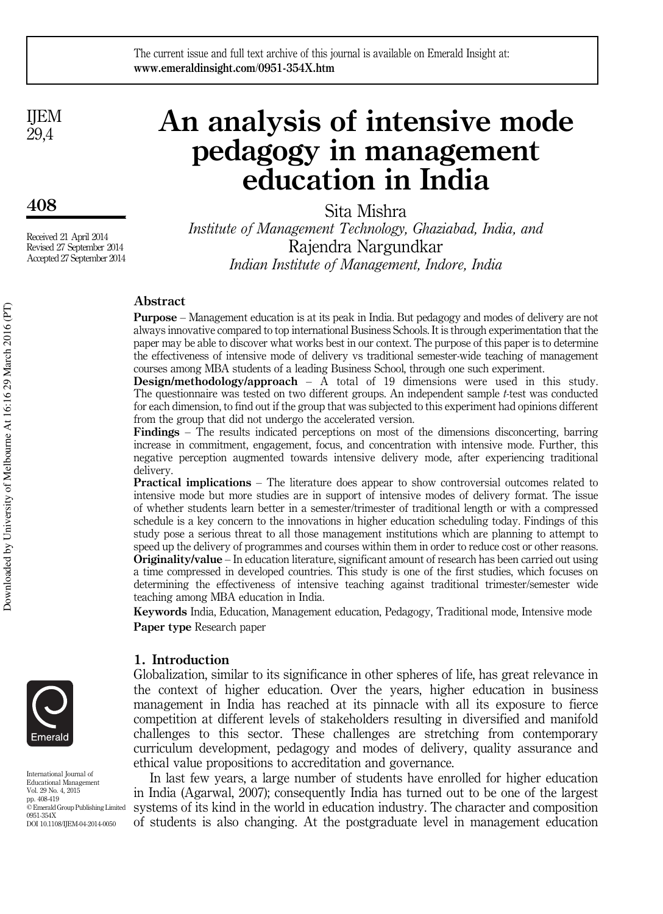# An analysis of intensive mode pedagogy in management education in India

Sita Mishra

*Institute of Management Technology, Ghaziabad, India, and*

Rajendra Nargundkar

*Indian Institute of Management, Indore, India*

Received 21 April 2014
Revised 27 September 2014
Accepted 27 September 2014

## Abstract

**Purpose** – Management education is at its peak in India. But pedagogy and modes of delivery are not always innovative compared to top international Business Schools. It is through experimentation that the paper may be able to discover what works best in our context. The purpose of this paper is to determine the effectiveness of intensive mode of delivery vs traditional semester-wide teaching of management courses among MBA students of a leading Business School, through one such experiment.

**Design/methodology/approach** – A total of 19 dimensions were used in this study. The questionnaire was tested on two different groups. An independent sample *t*-test was conducted for each dimension, to find out if the group that was subjected to this experiment had opinions different from the group that did not undergo the accelerated version.

**Findings** – The results indicated perceptions on most of the dimensions disconcerting, barring increase in commitment, engagement, focus, and concentration with intensive mode. Further, this negative perception augmented towards intensive delivery mode, after experiencing traditional delivery.

**Practical implications** – The literature does appear to show controversial outcomes related to intensive mode but more studies are in support of intensive modes of delivery format. The issue of whether students learn better in a semester/trimester of traditional length or with a compressed schedule is a key concern to the innovations in higher education scheduling today. Findings of this study pose a serious threat to all those management institutions which are planning to attempt to speed up the delivery of programmes and courses within them in order to reduce cost or other reasons.

**Originality/value** – In education literature, significant amount of research has been carried out using a time compressed in developed countries. This study is one of the first studies, which focuses on determining the effectiveness of intensive teaching against traditional trimester/semester wide teaching among MBA education in India.

**Keywords** India, Education, Management education, Pedagogy, Traditional mode, Intensive mode

**Paper type** Research paper

## 1. Introduction

Globalization, similar to its significance in other spheres of life, has great relevance in the context of higher education. Over the years, higher education in business management in India has reached at its pinnacle with all its exposure to fierce competition at different levels of stakeholders resulting in diversified and manifold challenges to this sector. These challenges are stretching from contemporary curriculum development, pedagogy and modes of delivery, quality assurance and ethical value propositions to accreditation and governance.

In last few years, a large number of students have enrolled for higher education in India (Agarwal, 2007); consequently India has turned out to be one of the largest systems of its kind in the world in education industry. The character and composition of students is also changing. At the postgraduate level in management education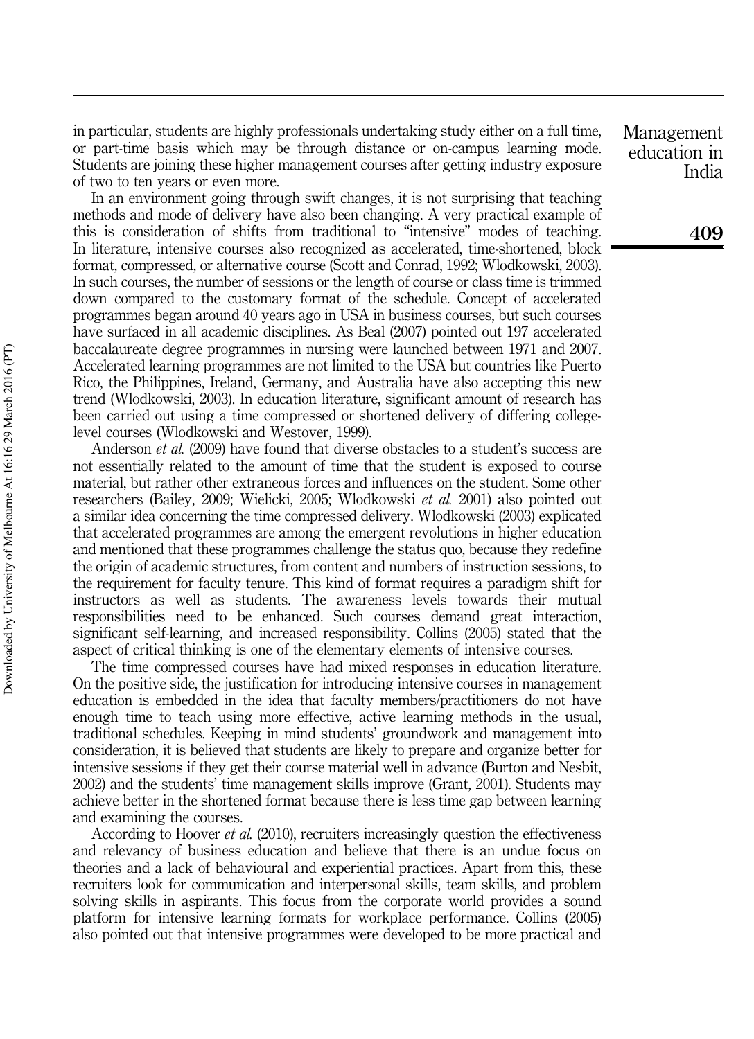in particular, students are highly professionals undertaking study either on a full time, or part-time basis which may be through distance or on-campus learning mode. Students are joining these higher management courses after getting industry exposure of two to ten years or even more.

In an environment going through swift changes, it is not surprising that teaching methods and mode of delivery have also been changing. A very practical example of this is consideration of shifts from traditional to "intensive" modes of teaching. In literature, intensive courses also recognized as accelerated, time-shortened, block format, compressed, or alternative course (Scott and Conrad, 1992; Wlodkowski, 2003). In such courses, the number of sessions or the length of course or class time is trimmed down compared to the customary format of the schedule. Concept of accelerated programmes began around 40 years ago in USA in business courses, but such courses have surfaced in all academic disciplines. As Beal (2007) pointed out 197 accelerated baccalaureate degree programmes in nursing were launched between 1971 and 2007. Accelerated learning programmes are not limited to the USA but countries like Puerto Rico, the Philippines, Ireland, Germany, and Australia have also accepting this new trend (Wlodkowski, 2003). In education literature, significant amount of research has been carried out using a time compressed or shortened delivery of differing college-level courses (Wlodkowski and Westover, 1999).

Anderson *et al.* (2009) have found that diverse obstacles to a student's success are not essentially related to the amount of time that the student is exposed to course material, but rather other extraneous forces and influences on the student. Some other researchers (Bailey, 2009; Wielicki, 2005; Wlodkowski *et al.* 2001) also pointed out a similar idea concerning the time compressed delivery. Wlodkowski (2003) explicated that accelerated programmes are among the emergent revolutions in higher education and mentioned that these programmes challenge the status quo, because they redefine the origin of academic structures, from content and numbers of instruction sessions, to the requirement for faculty tenure. This kind of format requires a paradigm shift for instructors as well as students. The awareness levels towards their mutual responsibilities need to be enhanced. Such courses demand great interaction, significant self-learning, and increased responsibility. Collins (2005) stated that the aspect of critical thinking is one of the elementary elements of intensive courses.

The time compressed courses have had mixed responses in education literature. On the positive side, the justification for introducing intensive courses in management education is embedded in the idea that faculty members/practitioners do not have enough time to teach using more effective, active learning methods in the usual, traditional schedules. Keeping in mind students' groundwork and management into consideration, it is believed that students are likely to prepare and organize better for intensive sessions if they get their course material well in advance (Burton and Nesbit, 2002) and the students' time management skills improve (Grant, 2001). Students may achieve better in the shortened format because there is less time gap between learning and examining the courses.

According to Hoover *et al.* (2010), recruiters increasingly question the effectiveness and relevancy of business education and believe that there is an undue focus on theories and a lack of behavioural and experiential practices. Apart from this, these recruiters look for communication and interpersonal skills, team skills, and problem solving skills in aspirants. This focus from the corporate world provides a sound platform for intensive learning formats for workplace performance. Collins (2005) also pointed out that intensive programmes were developed to be more practical and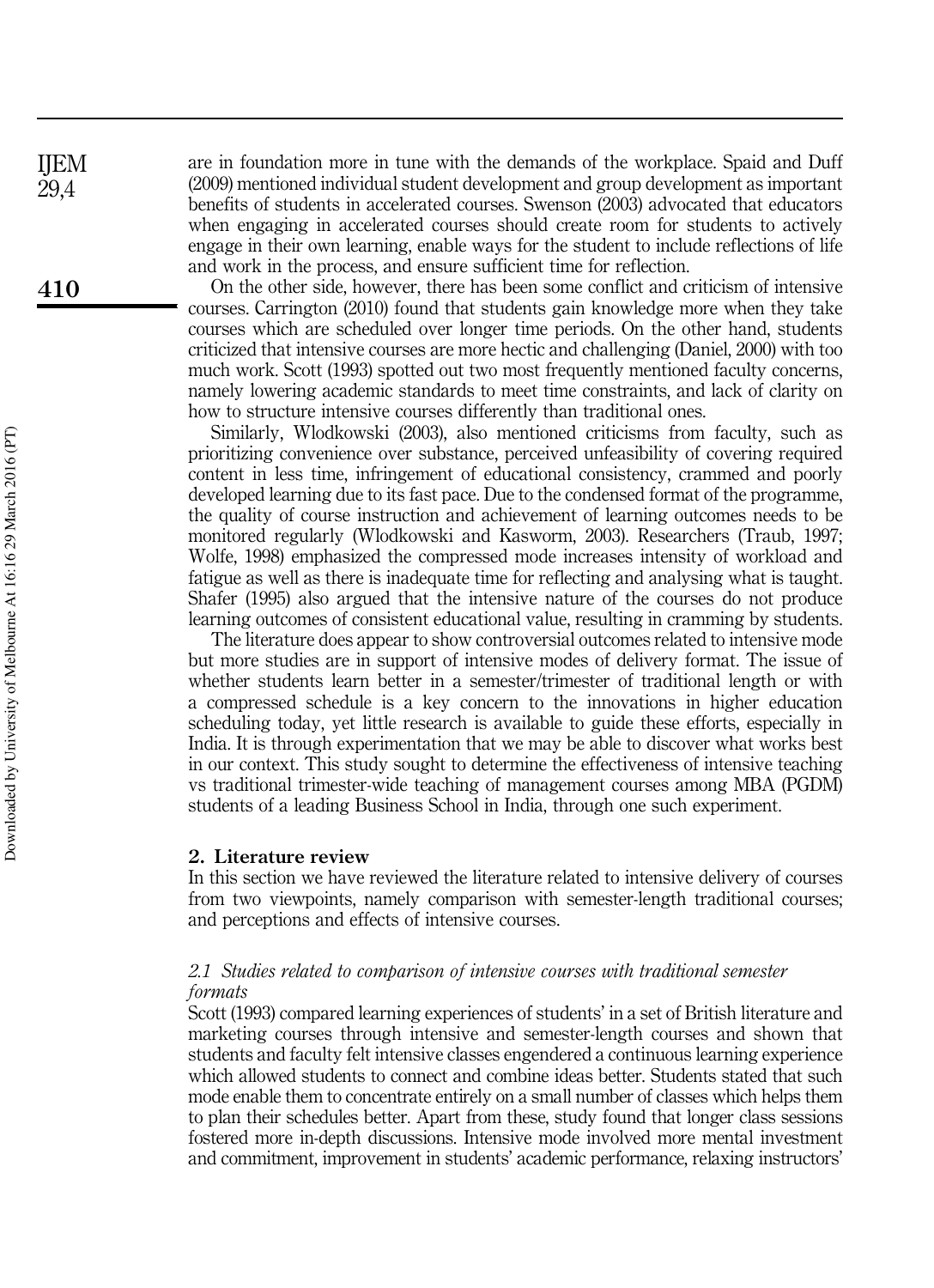are in foundation more in tune with the demands of the workplace. Spaid and Duff (2009) mentioned individual student development and group development as important benefits of students in accelerated courses. Swenson (2003) advocated that educators when engaging in accelerated courses should create room for students to actively engage in their own learning, enable ways for the student to include reflections of life and work in the process, and ensure sufficient time for reflection.

On the other side, however, there has been some conflict and criticism of intensive courses. Carrington (2010) found that students gain knowledge more when they take courses which are scheduled over longer time periods. On the other hand, students criticized that intensive courses are more hectic and challenging (Daniel, 2000) with too much work. Scott (1993) spotted out two most frequently mentioned faculty concerns, namely lowering academic standards to meet time constraints, and lack of clarity on how to structure intensive courses differently than traditional ones.

Similarly, Wlodkowski (2003), also mentioned criticisms from faculty, such as prioritizing convenience over substance, perceived unfeasibility of covering required content in less time, infringement of educational consistency, crammed and poorly developed learning due to its fast pace. Due to the condensed format of the programme, the quality of course instruction and achievement of learning outcomes needs to be monitored regularly (Wlodkowski and Kasworm, 2003). Researchers (Traub, 1997; Wolfe, 1998) emphasized the compressed mode increases intensity of workload and fatigue as well as there is inadequate time for reflecting and analysing what is taught. Shafer (1995) also argued that the intensive nature of the courses do not produce learning outcomes of consistent educational value, resulting in cramming by students.

The literature does appear to show controversial outcomes related to intensive mode but more studies are in support of intensive modes of delivery format. The issue of whether students learn better in a semester/trimester of traditional length or with a compressed schedule is a key concern to the innovations in higher education scheduling today, yet little research is available to guide these efforts, especially in India. It is through experimentation that we may be able to discover what works best in our context. This study sought to determine the effectiveness of intensive teaching vs traditional trimester-wide teaching of management courses among MBA (PGDM) students of a leading Business School in India, through one such experiment.

## 2. Literature review

In this section we have reviewed the literature related to intensive delivery of courses from two viewpoints, namely comparison with semester-length traditional courses; and perceptions and effects of intensive courses.

### *2.1 Studies related to comparison of intensive courses with traditional semester formats*

Scott (1993) compared learning experiences of students' in a set of British literature and marketing courses through intensive and semester-length courses and shown that students and faculty felt intensive classes engendered a continuous learning experience which allowed students to connect and combine ideas better. Students stated that such mode enable them to concentrate entirely on a small number of classes which helps them to plan their schedules better. Apart from these, study found that longer class sessions fostered more in-depth discussions. Intensive mode involved more mental investment and commitment, improvement in students' academic performance, relaxing instructors'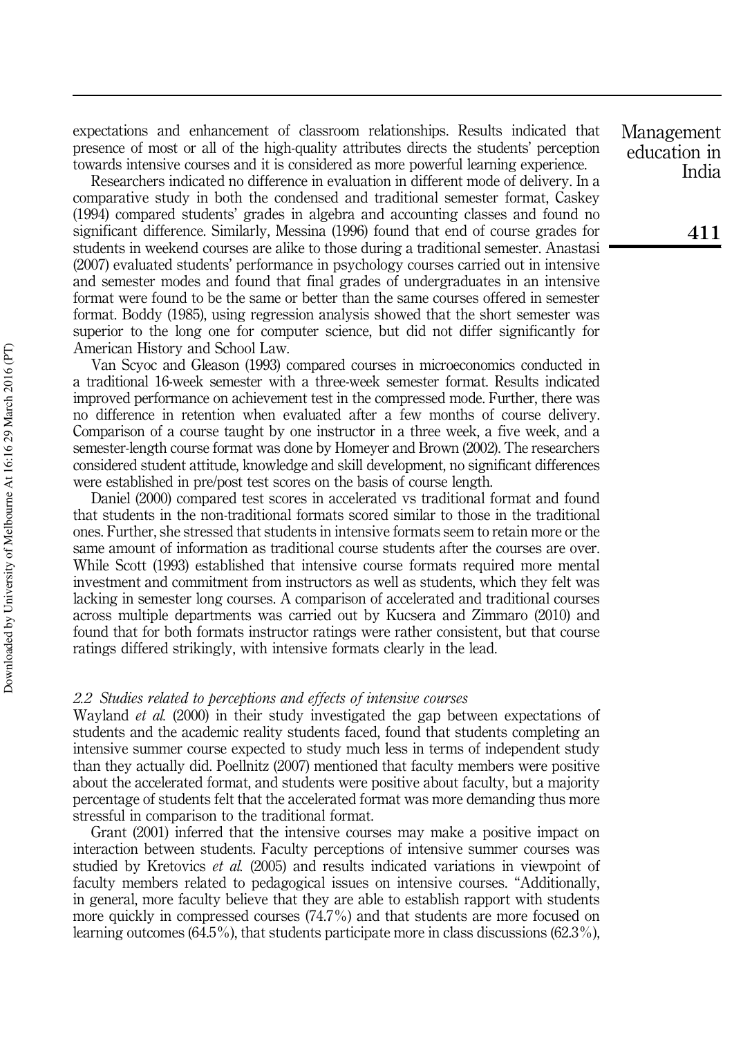expectations and enhancement of classroom relationships. Results indicated that presence of most or all of the high-quality attributes directs the students' perception towards intensive courses and it is considered as more powerful learning experience.

Researchers indicated no difference in evaluation in different mode of delivery. In a comparative study in both the condensed and traditional semester format, Caskey (1994) compared students' grades in algebra and accounting classes and found no significant difference. Similarly, Messina (1996) found that end of course grades for students in weekend courses are alike to those during a traditional semester. Anastasi (2007) evaluated students' performance in psychology courses carried out in intensive and semester modes and found that final grades of undergraduates in an intensive format were found to be the same or better than the same courses offered in semester format. Boddy (1985), using regression analysis showed that the short semester was superior to the long one for computer science, but did not differ significantly for American History and School Law.

Van Scyoc and Gleason (1993) compared courses in microeconomics conducted in a traditional 16-week semester with a three-week semester format. Results indicated improved performance on achievement test in the compressed mode. Further, there was no difference in retention when evaluated after a few months of course delivery. Comparison of a course taught by one instructor in a three week, a five week, and a semester-length course format was done by Homeyer and Brown (2002). The researchers considered student attitude, knowledge and skill development, no significant differences were established in pre/post test scores on the basis of course length.

Daniel (2000) compared test scores in accelerated vs traditional format and found that students in the non-traditional formats scored similar to those in the traditional ones. Further, she stressed that students in intensive formats seem to retain more or the same amount of information as traditional course students after the courses are over. While Scott (1993) established that intensive course formats required more mental investment and commitment from instructors as well as students, which they felt was lacking in semester long courses. A comparison of accelerated and traditional courses across multiple departments was carried out by Kucsera and Zimmaro (2010) and found that for both formats instructor ratings were rather consistent, but that course ratings differed strikingly, with intensive formats clearly in the lead.

### *2.2 Studies related to perceptions and effects of intensive courses*

Wayland *et al.* (2000) in their study investigated the gap between expectations of students and the academic reality students faced, found that students completing an intensive summer course expected to study much less in terms of independent study than they actually did. Poellnitz (2007) mentioned that faculty members were positive about the accelerated format, and students were positive about faculty, but a majority percentage of students felt that the accelerated format was more demanding thus more stressful in comparison to the traditional format.

Grant (2001) inferred that the intensive courses may make a positive impact on interaction between students. Faculty perceptions of intensive summer courses was studied by Kretovics *et al.* (2005) and results indicated variations in viewpoint of faculty members related to pedagogical issues on intensive courses. "Additionally, in general, more faculty believe that they are able to establish rapport with students more quickly in compressed courses (74.7%) and that students are more focused on learning outcomes (64.5%), that students participate more in class discussions (62.3%),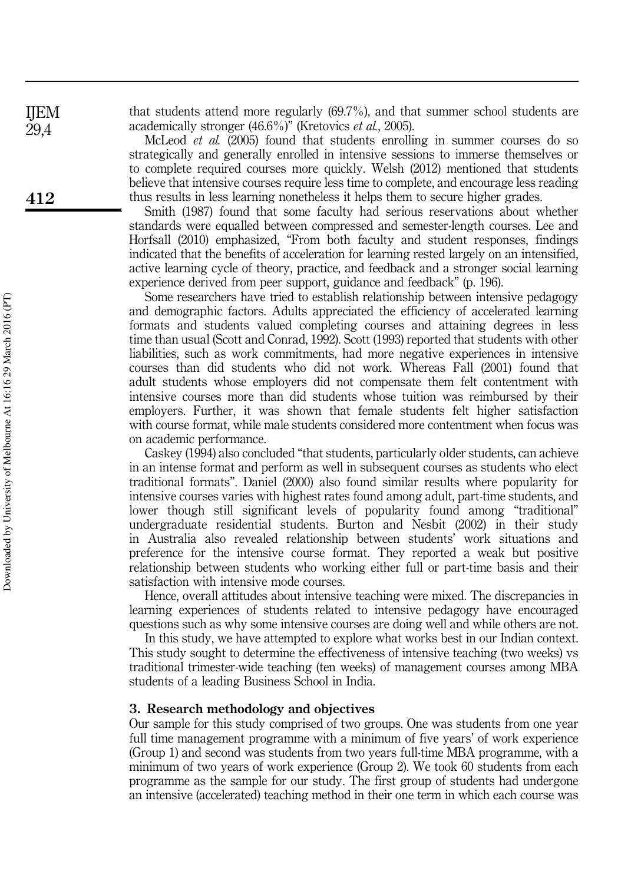that students attend more regularly (69.7%), and that summer school students are academically stronger (46.6%)" (Kretovics *et al.*, 2005).

McLeod *et al.* (2005) found that students enrolling in summer courses do so strategically and generally enrolled in intensive sessions to immerse themselves or to complete required courses more quickly. Welsh (2012) mentioned that students believe that intensive courses require less time to complete, and encourage less reading thus results in less learning nonetheless it helps them to secure higher grades.

Smith (1987) found that some faculty had serious reservations about whether standards were equalled between compressed and semester-length courses. Lee and Horfsall (2010) emphasized, "From both faculty and student responses, findings indicated that the benefits of acceleration for learning rested largely on an intensified, active learning cycle of theory, practice, and feedback and a stronger social learning experience derived from peer support, guidance and feedback" (p. 196).

Some researchers have tried to establish relationship between intensive pedagogy and demographic factors. Adults appreciated the efficiency of accelerated learning formats and students valued completing courses and attaining degrees in less time than usual (Scott and Conrad, 1992). Scott (1993) reported that students with other liabilities, such as work commitments, had more negative experiences in intensive courses than did students who did not work. Whereas Fall (2001) found that adult students whose employers did not compensate them felt contentment with intensive courses more than did students whose tuition was reimbursed by their employers. Further, it was shown that female students felt higher satisfaction with course format, while male students considered more contentment when focus was on academic performance.

Caskey (1994) also concluded "that students, particularly older students, can achieve in an intense format and perform as well in subsequent courses as students who elect traditional formats". Daniel (2000) also found similar results where popularity for intensive courses varies with highest rates found among adult, part-time students, and lower though still significant levels of popularity found among "traditional" undergraduate residential students. Burton and Nesbit (2002) in their study in Australia also revealed relationship between students' work situations and preference for the intensive course format. They reported a weak but positive relationship between students who working either full or part-time basis and their satisfaction with intensive mode courses.

Hence, overall attitudes about intensive teaching were mixed. The discrepancies in learning experiences of students related to intensive pedagogy have encouraged questions such as why some intensive courses are doing well and while others are not.

In this study, we have attempted to explore what works best in our Indian context. This study sought to determine the effectiveness of intensive teaching (two weeks) vs traditional trimester-wide teaching (ten weeks) of management courses among MBA students of a leading Business School in India.

## 3. Research methodology and objectives

Our sample for this study comprised of two groups. One was students from one year full time management programme with a minimum of five years' of work experience (Group 1) and second was students from two years full-time MBA programme, with a minimum of two years of work experience (Group 2). We took 60 students from each programme as the sample for our study. The first group of students had undergone an intensive (accelerated) teaching method in their one term in which each course was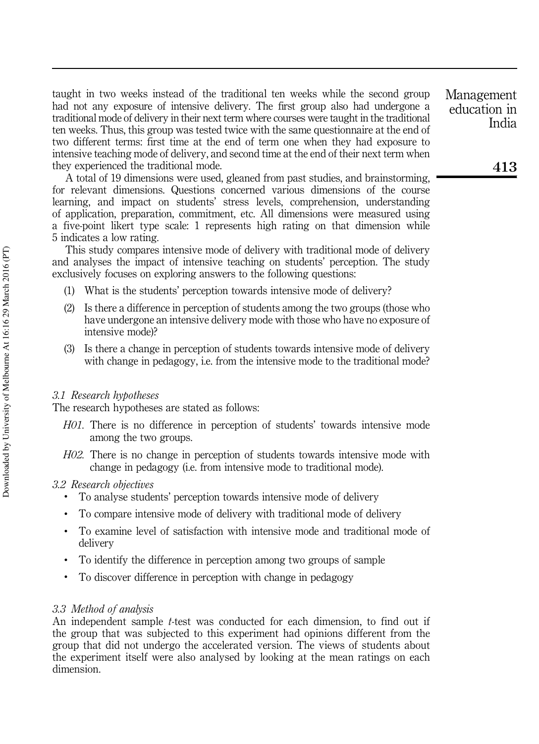taught in two weeks instead of the traditional ten weeks while the second group had not any exposure of intensive delivery. The first group also had undergone a traditional mode of delivery in their next term where courses were taught in the traditional ten weeks. Thus, this group was tested twice with the same questionnaire at the end of two different terms: first time at the end of term one when they had exposure to intensive teaching mode of delivery, and second time at the end of their next term when they experienced the traditional mode.

A total of 19 dimensions were used, gleaned from past studies, and brainstorming, for relevant dimensions. Questions concerned various dimensions of the course learning, and impact on students' stress levels, comprehension, understanding of application, preparation, commitment, etc. All dimensions were measured using a five-point likert type scale: 1 represents high rating on that dimension while 5 indicates a low rating.

This study compares intensive mode of delivery with traditional mode of delivery and analyses the impact of intensive teaching on students' perception. The study exclusively focuses on exploring answers to the following questions:

1. What is the students' perception towards intensive mode of delivery?
2. Is there a difference in perception of students among the two groups (those who have undergone an intensive delivery mode with those who have no exposure of intensive mode)?
3. Is there a change in perception of students towards intensive mode of delivery with change in pedagogy, i.e. from the intensive mode to the traditional mode?

### *3.1 Research hypotheses*

The research hypotheses are stated as follows:

*H01*. There is no difference in perception of students' towards intensive mode among the two groups.

*H02*. There is no change in perception of students towards intensive mode with change in pedagogy (i.e. from intensive mode to traditional mode).

### *3.2 Research objectives*

- To analyse students' perception towards intensive mode of delivery
- To compare intensive mode of delivery with traditional mode of delivery
- To examine level of satisfaction with intensive mode and traditional mode of delivery
- To identify the difference in perception among two groups of sample
- To discover difference in perception with change in pedagogy

### *3.3 Method of analysis*

An independent sample *t*-test was conducted for each dimension, to find out if the group that was subjected to this experiment had opinions different from the group that did not undergo the accelerated version. The views of students about the experiment itself were also analysed by looking at the mean ratings on each dimension.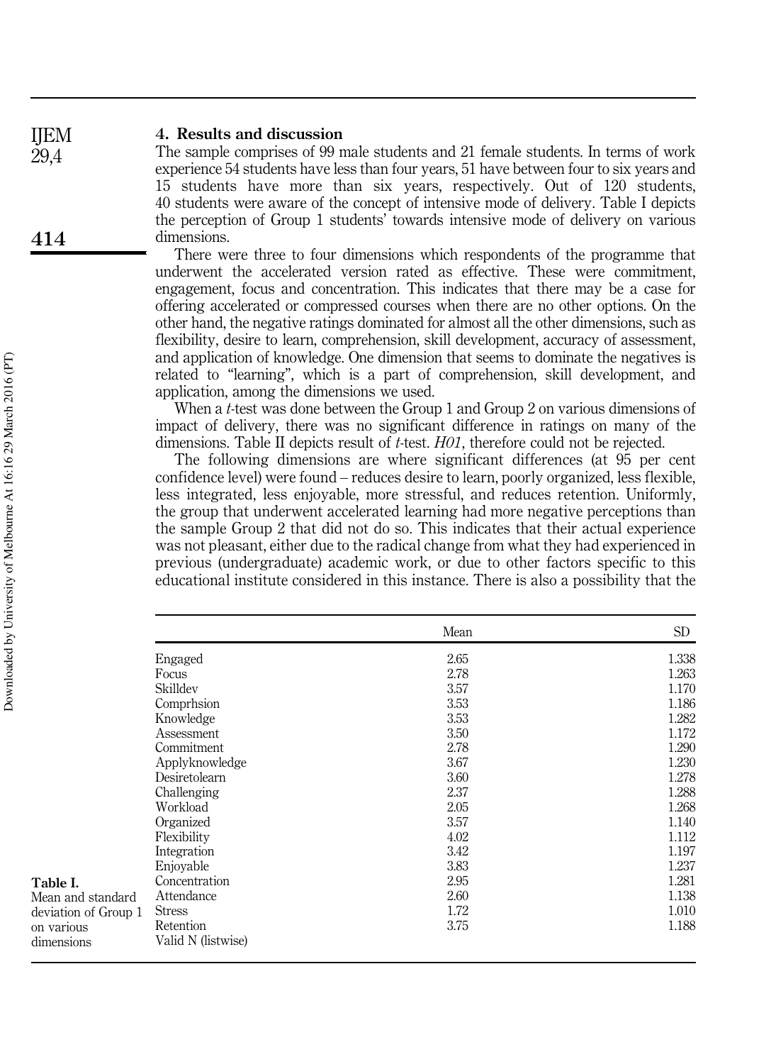## 4. Results and discussion

The sample comprises of 99 male students and 21 female students. In terms of work experience 54 students have less than four years, 51 have between four to six years and 15 students have more than six years, respectively. Out of 120 students, 40 students were aware of the concept of intensive mode of delivery. Table I depicts the perception of Group 1 students' towards intensive mode of delivery on various dimensions.

There were three to four dimensions which respondents of the programme that underwent the accelerated version rated as effective. These were commitment, engagement, focus and concentration. This indicates that there may be a case for offering accelerated or compressed courses when there are no other options. On the other hand, the negative ratings dominated for almost all the other dimensions, such as flexibility, desire to learn, comprehension, skill development, accuracy of assessment, and application of knowledge. One dimension that seems to dominate the negatives is related to "learning", which is a part of comprehension, skill development, and application, among the dimensions we used.

When a *t*-test was done between the Group 1 and Group 2 on various dimensions of impact of delivery, there was no significant difference in ratings on many of the dimensions. Table II depicts result of *t*-test. *H01*, therefore could not be rejected.

The following dimensions are where significant differences (at 95 per cent confidence level) were found – reduces desire to learn, poorly organized, less flexible, less integrated, less enjoyable, more stressful, and reduces retention. Uniformly, the group that underwent accelerated learning had more negative perceptions than the sample Group 2 that did not do so. This indicates that their actual experience was not pleasant, either due to the radical change from what they had experienced in previous (undergraduate) academic work, or due to other factors specific to this educational institute considered in this instance. There is also a possibility that the

**Table I.** Mean and standard deviation of Group 1 on various dimensions

| | Mean | SD |
|---|---|---|
| Engaged | 2.65 | 1.338 |
| Focus | 2.78 | 1.263 |
| Skilldev | 3.57 | 1.170 |
| Comprhsion | 3.53 | 1.186 |
| Knowledge | 3.53 | 1.282 |
| Assessment | 3.50 | 1.172 |
| Commitment | 2.78 | 1.290 |
| Applyknowledge | 3.67 | 1.230 |
| Desiretolearn | 3.60 | 1.278 |
| Challenging | 2.37 | 1.288 |
| Workload | 2.05 | 1.268 |
| Organized | 3.57 | 1.140 |
| Flexibility | 4.02 | 1.112 |
| Integration | 3.42 | 1.197 |
| Enjoyable | 3.83 | 1.237 |
| Concentration | 2.95 | 1.281 |
| Attendance | 2.60 | 1.138 |
| Stress | 1.72 | 1.010 |
| Retention | 3.75 | 1.188 |
| Valid N (listwise) | | |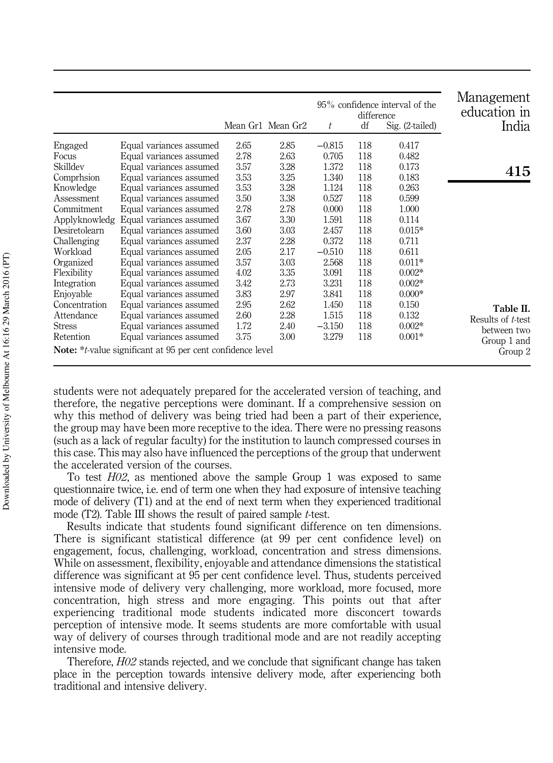Table II. Results of $t$-test between two Group 1 and Group 2

| | | Mean Gr1 | Mean Gr2 | $t$ | df | Sig. (2-tailed) |
|---|---|---|---|---|---|---|
| | | | | 95% confidence interval of the difference | | |
| Engaged | Equal variances assumed | 2.65 | 2.85 | −0.815 | 118 | 0.417 |
| Focus | Equal variances assumed | 2.78 | 2.63 | 0.705 | 118 | 0.482 |
| Skilldev | Equal variances assumed | 3.57 | 3.28 | 1.372 | 118 | 0.173 |
| Comprhsion | Equal variances assumed | 3.53 | 3.25 | 1.340 | 118 | 0.183 |
| Knowledge | Equal variances assumed | 3.53 | 3.28 | 1.124 | 118 | 0.263 |
| Assessment | Equal variances assumed | 3.50 | 3.38 | 0.527 | 118 | 0.599 |
| Commitment | Equal variances assumed | 2.78 | 2.78 | 0.000 | 118 | 1.000 |
| Applyknowledg | Equal variances assumed | 3.67 | 3.30 | 1.591 | 118 | 0.114 |
| Desiretolearn | Equal variances assumed | 3.60 | 3.03 | 2.457 | 118 | 0.015* |
| Challenging | Equal variances assumed | 2.37 | 2.28 | 0.372 | 118 | 0.711 |
| Workload | Equal variances assumed | 2.05 | 2.17 | −0.510 | 118 | 0.611 |
| Organized | Equal variances assumed | 3.57 | 3.03 | 2.568 | 118 | 0.011* |
| Flexibility | Equal variances assumed | 4.02 | 3.35 | 3.091 | 118 | 0.002* |
| Integration | Equal variances assumed | 3.42 | 2.73 | 3.231 | 118 | 0.002* |
| Enjoyable | Equal variances assumed | 3.83 | 2.97 | 3.841 | 118 | 0.000* |
| Concentration | Equal variances assumed | 2.95 | 2.62 | 1.450 | 118 | 0.150 |
| Attendance | Equal variances assumed | 2.60 | 2.28 | 1.515 | 118 | 0.132 |
| Stress | Equal variances assumed | 1.72 | 2.40 | −3.150 | 118 | 0.002* |
| Retention | Equal variances assumed | 3.75 | 3.00 | 3.279 | 118 | 0.001* |

**Note:** *$t$-value significant at 95 per cent confidence level

students were not adequately prepared for the accelerated version of teaching, and therefore, the negative perceptions were dominant. If a comprehensive session on why this method of delivery was being tried had been a part of their experience, the group may have been more receptive to the idea. There were no pressing reasons (such as a lack of regular faculty) for the institution to launch compressed courses in this case. This may also have influenced the perceptions of the group that underwent the accelerated version of the courses.

To test *H02*, as mentioned above the sample Group 1 was exposed to same questionnaire twice, i.e. end of term one when they had exposure of intensive teaching mode of delivery (T1) and at the end of next term when they experienced traditional mode (T2). Table III shows the result of paired sample $t$-test.

Results indicate that students found significant difference on ten dimensions. There is significant statistical difference (at 99 per cent confidence level) on engagement, focus, challenging, workload, concentration and stress dimensions. While on assessment, flexibility, enjoyable and attendance dimensions the statistical difference was significant at 95 per cent confidence level. Thus, students perceived intensive mode of delivery very challenging, more workload, more focused, more concentration, high stress and more engaging. This points out that after experiencing traditional mode students indicated more disconcert towards perception of intensive mode. It seems students are more comfortable with usual way of delivery of courses through traditional mode and are not readily accepting intensive mode.

Therefore, *H02* stands rejected, and we conclude that significant change has taken place in the perception towards intensive delivery mode, after experiencing both traditional and intensive delivery.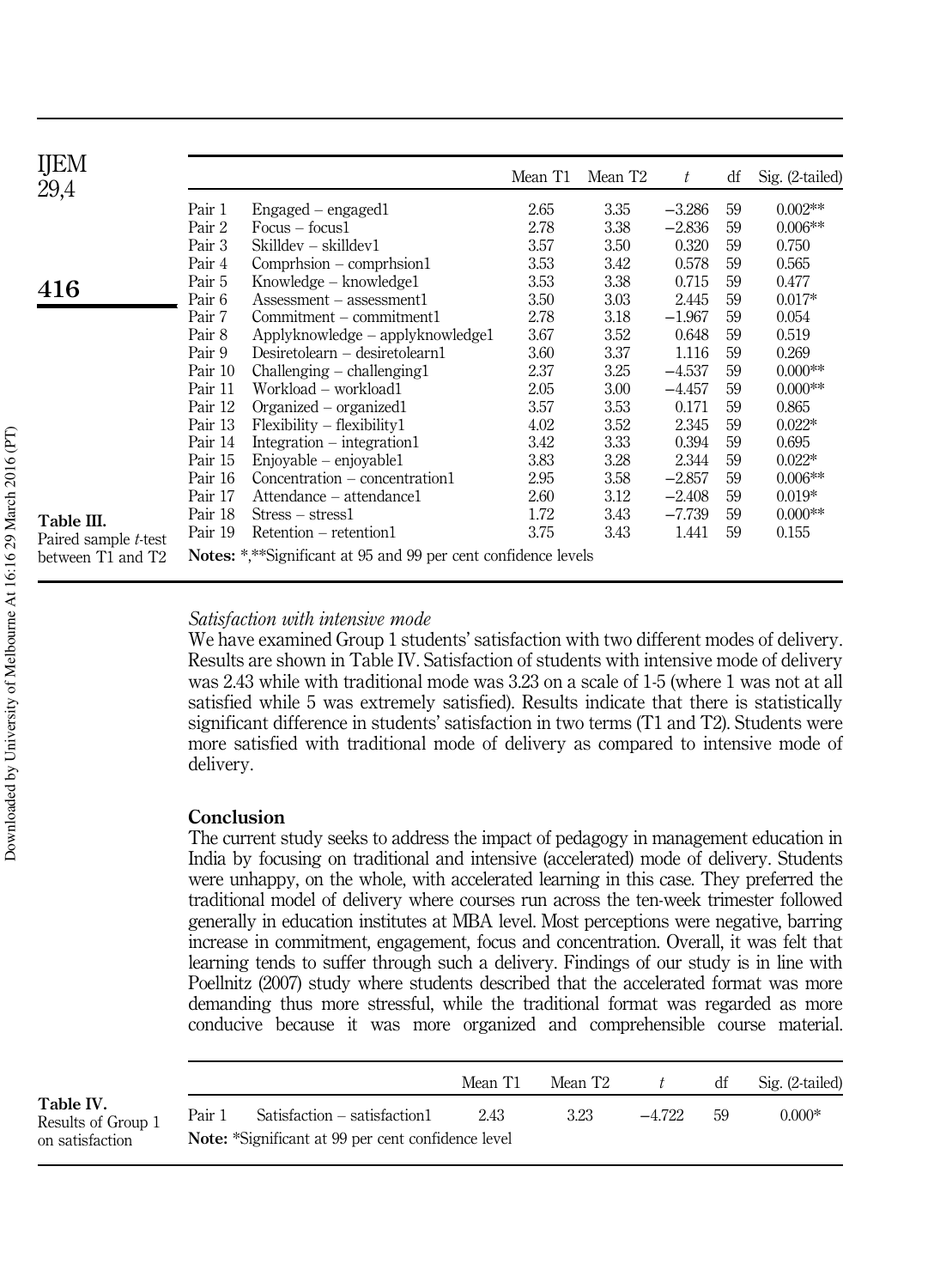**Table III.** Paired sample *t*-test between T1 and T2

| | | Mean T1 | Mean T2 | *t* | df | Sig. (2-tailed) |
|---|---|---|---|---|---|---|
| Pair 1 | Engaged – engaged1 | 2.65 | 3.35 | −3.286 | 59 | 0.002** |
| Pair 2 | Focus – focus1 | 2.78 | 3.38 | −2.836 | 59 | 0.006** |
| Pair 3 | Skilldev – skilldev1 | 3.57 | 3.50 | 0.320 | 59 | 0.750 |
| Pair 4 | Comprhsion – comprhsion1 | 3.53 | 3.42 | 0.578 | 59 | 0.565 |
| Pair 5 | Knowledge – knowledge1 | 3.53 | 3.38 | 0.715 | 59 | 0.477 |
| Pair 6 | Assessment – assessment1 | 3.50 | 3.03 | 2.445 | 59 | 0.017* |
| Pair 7 | Commitment – commitment1 | 2.78 | 3.18 | −1.967 | 59 | 0.054 |
| Pair 8 | Applyknowledge – applyknowledge1 | 3.67 | 3.52 | 0.648 | 59 | 0.519 |
| Pair 9 | Desiretolearn – desiretolearn1 | 3.60 | 3.37 | 1.116 | 59 | 0.269 |
| Pair 10 | Challenging – challenging1 | 2.37 | 3.25 | −4.537 | 59 | 0.000** |
| Pair 11 | Workload – workload1 | 2.05 | 3.00 | −4.457 | 59 | 0.000** |
| Pair 12 | Organized – organized1 | 3.57 | 3.53 | 0.171 | 59 | 0.865 |
| Pair 13 | Flexibility – flexibility1 | 4.02 | 3.52 | 2.345 | 59 | 0.022* |
| Pair 14 | Integration – integration1 | 3.42 | 3.33 | 0.394 | 59 | 0.695 |
| Pair 15 | Enjoyable – enjoyable1 | 3.83 | 3.28 | 2.344 | 59 | 0.022* |
| Pair 16 | Concentration – concentration1 | 2.95 | 3.58 | −2.857 | 59 | 0.006** |
| Pair 17 | Attendance – attendance1 | 2.60 | 3.12 | −2.408 | 59 | 0.019* |
| Pair 18 | Stress – stress1 | 1.72 | 3.43 | −7.739 | 59 | 0.000** |
| Pair 19 | Retention – retention1 | 3.75 | 3.43 | 1.441 | 59 | 0.155 |

**Notes:** *,**Significant at 95 and 99 per cent confidence levels

*Satisfaction with intensive mode*

We have examined Group 1 students' satisfaction with two different modes of delivery. Results are shown in Table IV. Satisfaction of students with intensive mode of delivery was 2.43 while with traditional mode was 3.23 on a scale of 1-5 (where 1 was not at all satisfied while 5 was extremely satisfied). Results indicate that there is statistically significant difference in students' satisfaction in two terms (T1 and T2). Students were more satisfied with traditional mode of delivery as compared to intensive mode of delivery.

## Conclusion

The current study seeks to address the impact of pedagogy in management education in India by focusing on traditional and intensive (accelerated) mode of delivery. Students were unhappy, on the whole, with accelerated learning in this case. They preferred the traditional model of delivery where courses run across the ten-week trimester followed generally in education institutes at MBA level. Most perceptions were negative, barring increase in commitment, engagement, focus and concentration. Overall, it was felt that learning tends to suffer through such a delivery. Findings of our study is in line with Poellnitz (2007) study where students described that the accelerated format was more demanding thus more stressful, while the traditional format was regarded as more conducive because it was more organized and comprehensible course material.

**Table IV.** Results of Group 1 on satisfaction

| | | Mean T1 | Mean T2 | *t* | df | Sig. (2-tailed) |
|---|---|---|---|---|---|---|
| Pair 1 | Satisfaction – satisfaction1 | 2.43 | 3.23 | −4.722 | 59 | 0.000* |

**Note:** *Significant at 99 per cent confidence level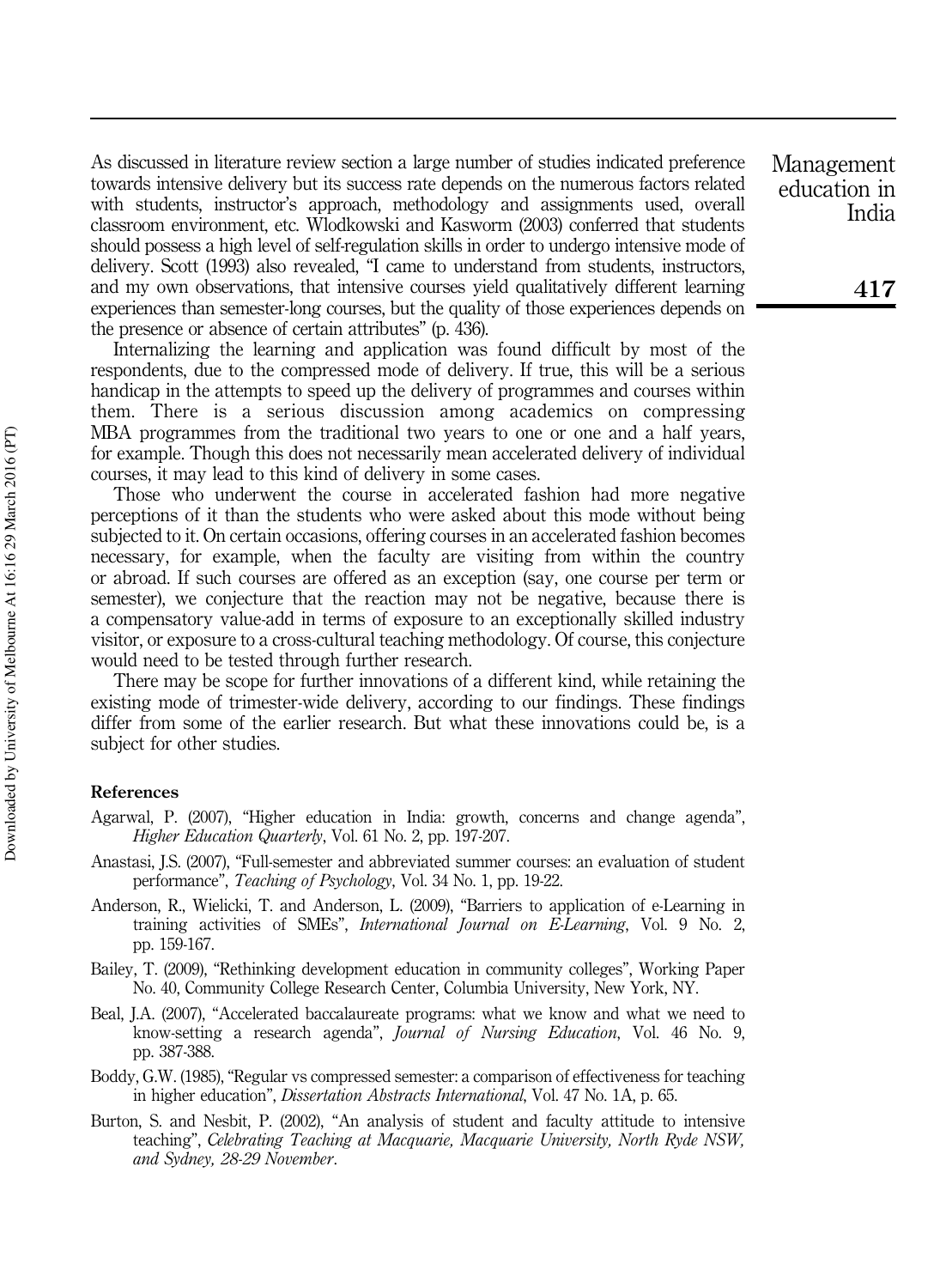As discussed in literature review section a large number of studies indicated preference towards intensive delivery but its success rate depends on the numerous factors related with students, instructor's approach, methodology and assignments used, overall classroom environment, etc. Wlodkowski and Kasworm (2003) conferred that students should possess a high level of self-regulation skills in order to undergo intensive mode of delivery. Scott (1993) also revealed, "I came to understand from students, instructors, and my own observations, that intensive courses yield qualitatively different learning experiences than semester-long courses, but the quality of those experiences depends on the presence or absence of certain attributes" (p. 436).

Internalizing the learning and application was found difficult by most of the respondents, due to the compressed mode of delivery. If true, this will be a serious handicap in the attempts to speed up the delivery of programmes and courses within them. There is a serious discussion among academics on compressing MBA programmes from the traditional two years to one or one and a half years, for example. Though this does not necessarily mean accelerated delivery of individual courses, it may lead to this kind of delivery in some cases.

Those who underwent the course in accelerated fashion had more negative perceptions of it than the students who were asked about this mode without being subjected to it. On certain occasions, offering courses in an accelerated fashion becomes necessary, for example, when the faculty are visiting from within the country or abroad. If such courses are offered as an exception (say, one course per term or semester), we conjecture that the reaction may not be negative, because there is a compensatory value-add in terms of exposure to an exceptionally skilled industry visitor, or exposure to a cross-cultural teaching methodology. Of course, this conjecture would need to be tested through further research.

There may be scope for further innovations of a different kind, while retaining the existing mode of trimester-wide delivery, according to our findings. These findings differ from some of the earlier research. But what these innovations could be, is a subject for other studies.

## References

Agarwal, P. (2007), "Higher education in India: growth, concerns and change agenda", *Higher Education Quarterly*, Vol. 61 No. 2, pp. 197-207.

Anastasi, J.S. (2007), "Full-semester and abbreviated summer courses: an evaluation of student performance", *Teaching of Psychology*, Vol. 34 No. 1, pp. 19-22.

Anderson, R., Wielicki, T. and Anderson, L. (2009), "Barriers to application of e-Learning in training activities of SMEs", *International Journal on E-Learning*, Vol. 9 No. 2, pp. 159-167.

Bailey, T. (2009), "Rethinking development education in community colleges", Working Paper No. 40, Community College Research Center, Columbia University, New York, NY.

Beal, J.A. (2007), "Accelerated baccalaureate programs: what we know and what we need to know-setting a research agenda", *Journal of Nursing Education*, Vol. 46 No. 9, pp. 387-388.

Boddy, G.W. (1985), "Regular vs compressed semester: a comparison of effectiveness for teaching in higher education", *Dissertation Abstracts International*, Vol. 47 No. 1A, p. 65.

Burton, S. and Nesbit, P. (2002), "An analysis of student and faculty attitude to intensive teaching", *Celebrating Teaching at Macquarie, Macquarie University, North Ryde NSW, and Sydney, 28-29 November*.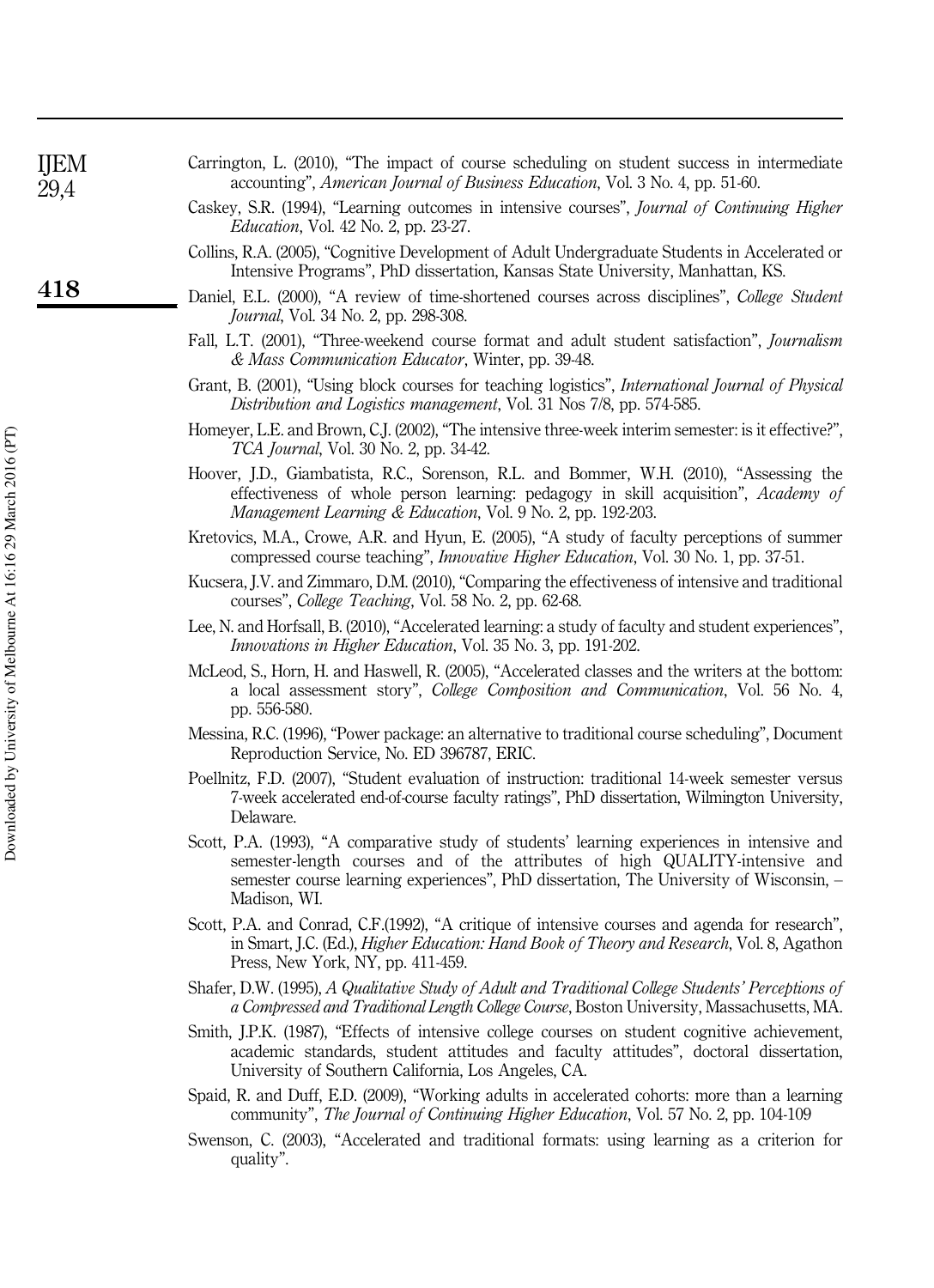Carrington, L. (2010), "The impact of course scheduling on student success in intermediate accounting", *American Journal of Business Education*, Vol. 3 No. 4, pp. 51-60.

Caskey, S.R. (1994), "Learning outcomes in intensive courses", *Journal of Continuing Higher Education*, Vol. 42 No. 2, pp. 23-27.

Collins, R.A. (2005), "Cognitive Development of Adult Undergraduate Students in Accelerated or Intensive Programs", PhD dissertation, Kansas State University, Manhattan, KS.

Daniel, E.L. (2000), "A review of time-shortened courses across disciplines", *College Student Journal*, Vol. 34 No. 2, pp. 298-308.

Fall, L.T. (2001), "Three-weekend course format and adult student satisfaction", *Journalism & Mass Communication Educator*, Winter, pp. 39-48.

Grant, B. (2001), "Using block courses for teaching logistics", *International Journal of Physical Distribution and Logistics management*, Vol. 31 Nos 7/8, pp. 574-585.

Homeyer, L.E. and Brown, C.J. (2002), "The intensive three-week interim semester: is it effective?", *TCA Journal*, Vol. 30 No. 2, pp. 34-42.

Hoover, J.D., Giambatista, R.C., Sorenson, R.L. and Bommer, W.H. (2010), "Assessing the effectiveness of whole person learning: pedagogy in skill acquisition", *Academy of Management Learning & Education*, Vol. 9 No. 2, pp. 192-203.

Kretovics, M.A., Crowe, A.R. and Hyun, E. (2005), "A study of faculty perceptions of summer compressed course teaching", *Innovative Higher Education*, Vol. 30 No. 1, pp. 37-51.

Kucsera, J.V. and Zimmaro, D.M. (2010), "Comparing the effectiveness of intensive and traditional courses", *College Teaching*, Vol. 58 No. 2, pp. 62-68.

Lee, N. and Horfsall, B. (2010), "Accelerated learning: a study of faculty and student experiences", *Innovations in Higher Education*, Vol. 35 No. 3, pp. 191-202.

McLeod, S., Horn, H. and Haswell, R. (2005), "Accelerated classes and the writers at the bottom: a local assessment story", *College Composition and Communication*, Vol. 56 No. 4, pp. 556-580.

Messina, R.C. (1996), "Power package: an alternative to traditional course scheduling", Document Reproduction Service, No. ED 396787, ERIC.

Poellnitz, F.D. (2007), "Student evaluation of instruction: traditional 14-week semester versus 7-week accelerated end-of-course faculty ratings", PhD dissertation, Wilmington University, Delaware.

Scott, P.A. (1993), "A comparative study of students' learning experiences in intensive and semester-length courses and of the attributes of high QUALITY-intensive and semester course learning experiences", PhD dissertation, The University of Wisconsin, – Madison, WI.

Scott, P.A. and Conrad, C.F.(1992), "A critique of intensive courses and agenda for research", in Smart, J.C. (Ed.), *Higher Education: Hand Book of Theory and Research*, Vol. 8, Agathon Press, New York, NY, pp. 411-459.

Shafer, D.W. (1995), *A Qualitative Study of Adult and Traditional College Students' Perceptions of a Compressed and Traditional Length College Course*, Boston University, Massachusetts, MA.

Smith, J.P.K. (1987), "Effects of intensive college courses on student cognitive achievement, academic standards, student attitudes and faculty attitudes", doctoral dissertation, University of Southern California, Los Angeles, CA.

Spaid, R. and Duff, E.D. (2009), "Working adults in accelerated cohorts: more than a learning community", *The Journal of Continuing Higher Education*, Vol. 57 No. 2, pp. 104-109

Swenson, C. (2003), "Accelerated and traditional formats: using learning as a criterion for quality".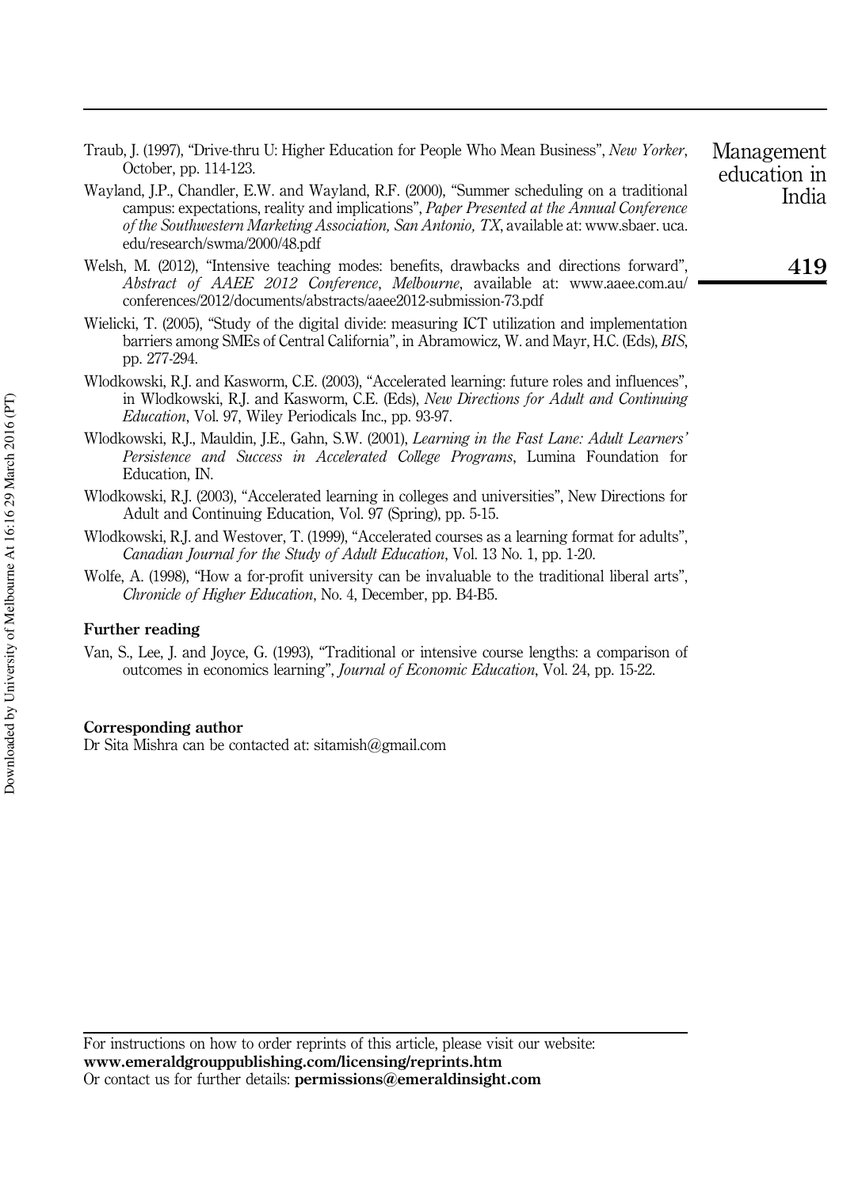Traub, J. (1997), "Drive-thru U: Higher Education for People Who Mean Business", *New Yorker*, October, pp. 114-123.

Wayland, J.P., Chandler, E.W. and Wayland, R.F. (2000), "Summer scheduling on a traditional campus: expectations, reality and implications", *Paper Presented at the Annual Conference of the Southwestern Marketing Association, San Antonio, TX*, available at: www.sbaer. uca. edu/research/swma/2000/48.pdf

Welsh, M. (2012), "Intensive teaching modes: benefits, drawbacks and directions forward", *Abstract of AAEE 2012 Conference*, *Melbourne*, available at: www.aaee.com.au/conferences/2012/documents/abstracts/aaee2012-submission-73.pdf

Wielicki, T. (2005), "Study of the digital divide: measuring ICT utilization and implementation barriers among SMEs of Central California", in Abramowicz, W. and Mayr, H.C. (Eds), *BIS*, pp. 277-294.

Wlodkowski, R.J. and Kasworm, C.E. (2003), "Accelerated learning: future roles and influences", in Wlodkowski, R.J. and Kasworm, C.E. (Eds), *New Directions for Adult and Continuing Education*, Vol. 97, Wiley Periodicals Inc., pp. 93-97.

Wlodkowski, R.J., Mauldin, J.E., Gahn, S.W. (2001), *Learning in the Fast Lane: Adult Learners' Persistence and Success in Accelerated College Programs*, Lumina Foundation for Education, IN.

Wlodkowski, R.J. (2003), "Accelerated learning in colleges and universities", New Directions for Adult and Continuing Education, Vol. 97 (Spring), pp. 5-15.

Wlodkowski, R.J. and Westover, T. (1999), "Accelerated courses as a learning format for adults", *Canadian Journal for the Study of Adult Education*, Vol. 13 No. 1, pp. 1-20.

Wolfe, A. (1998), "How a for-profit university can be invaluable to the traditional liberal arts", *Chronicle of Higher Education*, No. 4, December, pp. B4-B5.

## Further reading

Van, S., Lee, J. and Joyce, G. (1993), "Traditional or intensive course lengths: a comparison of outcomes in economics learning", *Journal of Economic Education*, Vol. 24, pp. 15-22.

**Corresponding author**

Dr Sita Mishra can be contacted at: sitamish@gmail.com

For instructions on how to order reprints of this article, please visit our website:
**www.emeraldgrouppublishing.com/licensing/reprints.htm**
Or contact us for further details: **permissions@emeraldinsight.com**